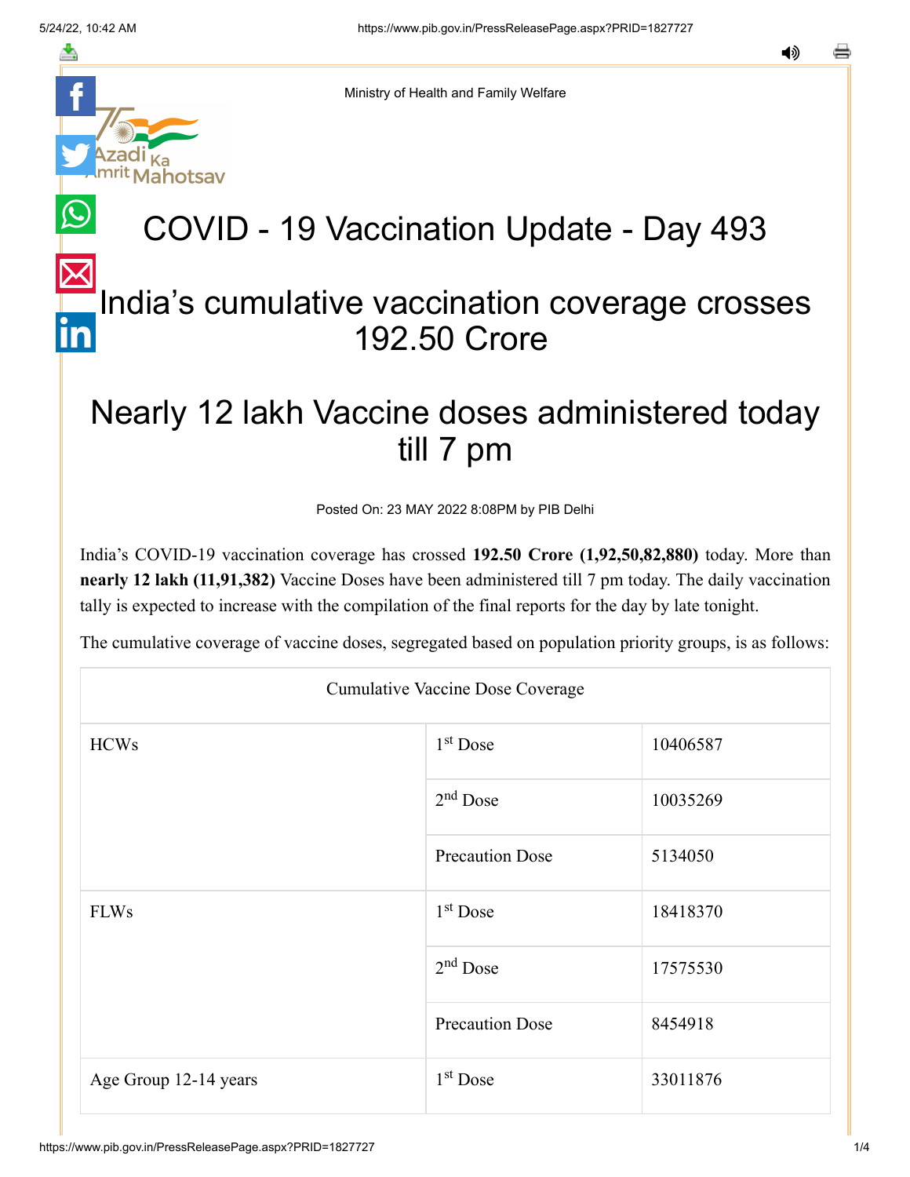Ministry of Health and Family Welfare

# COVID - 19 Vaccination Update - Day 493

## India's cumulative vaccination coverage crosses 192.50 Crore

## Nearly 12 lakh Vaccine doses administered today till 7 pm

Posted On: 23 MAY 2022 8:08PM by PIB Delhi

India's COVID-19 vaccination coverage has crossed **192.50 Crore (1,92,50,82,880)** today. More than **nearly 12 lakh (11,91,382)** Vaccine Doses have been administered till 7 pm today. The daily vaccination tally is expected to increase with the compilation of the final reports for the day by late tonight.

The cumulative coverage of vaccine doses, segregated based on population priority groups, is as follows:

| Cumulative Vaccine Dose Coverage | | |
|---|---|---|
| HCWs | 1st Dose | 10406587 |
| | 2nd Dose | 10035269 |
| | Precaution Dose | 5134050 |
| FLWs | 1st Dose | 18418370 |
| | 2nd Dose | 17575530 |
| | Precaution Dose | 8454918 |
| Age Group 12-14 years | 1st Dose | 33011876 |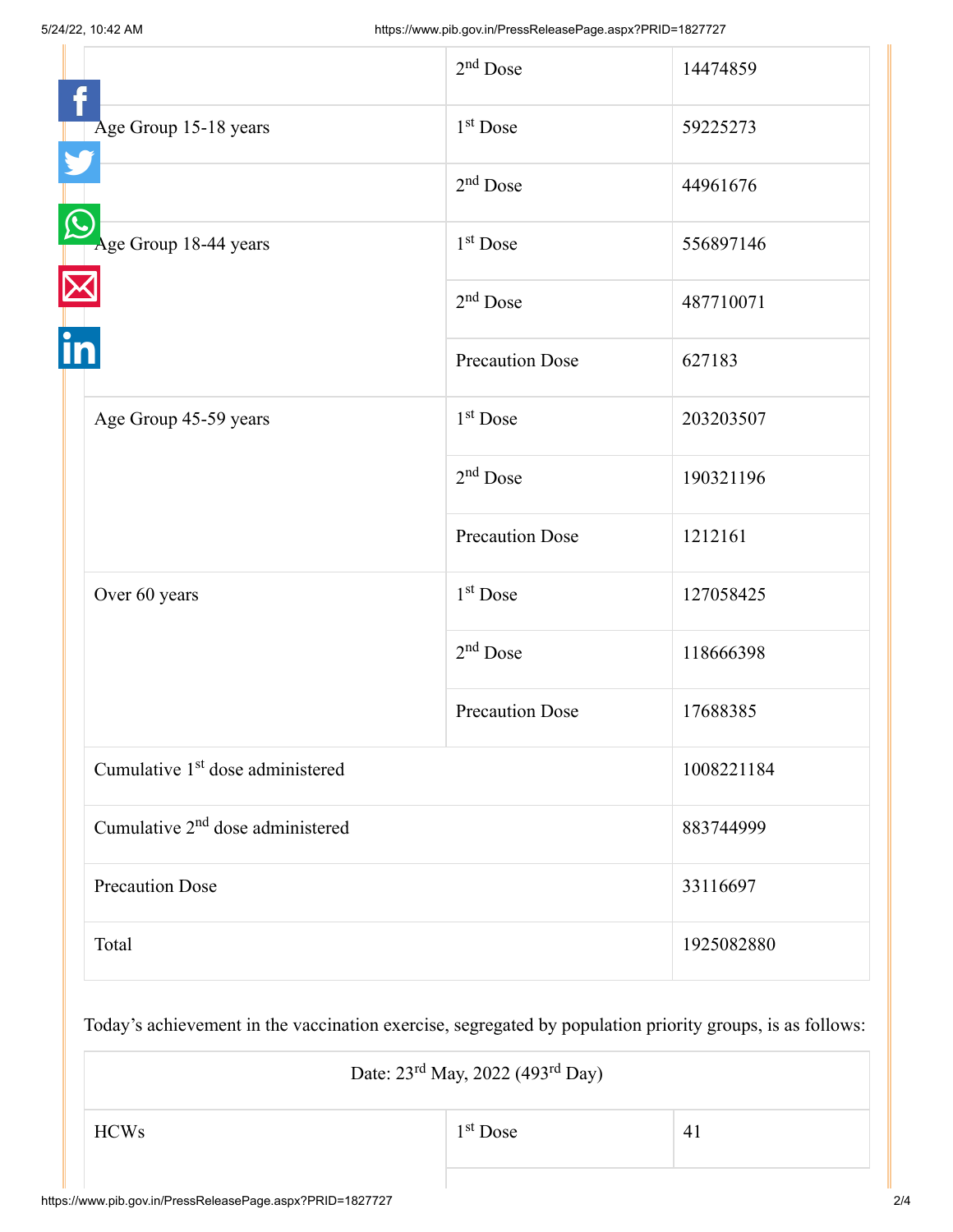| | | |
|---|---|---|
| | 2nd Dose | 14474859 |
| Age Group 15-18 years | 1st Dose | 59225273 |
| | 2nd Dose | 44961676 |
| Age Group 18-44 years | 1st Dose | 556897146 |
| | 2nd Dose | 487710071 |
| | Precaution Dose | 627183 |
| Age Group 45-59 years | 1st Dose | 203203507 |
| | 2nd Dose | 190321196 |
| | Precaution Dose | 1212161 |
| Over 60 years | 1st Dose | 127058425 |
| | 2nd Dose | 118666398 |
| | Precaution Dose | 17688385 |
| Cumulative 1st dose administered | | 1008221184 |
| Cumulative 2nd dose administered | | 883744999 |
| Precaution Dose | | 33116697 |
| Total | | 1925082880 |

Today's achievement in the vaccination exercise, segregated by population priority groups, is as follows:

| Date: 23rd May, 2022 (493rd Day) | | |
|---|---|---|
| HCWs | 1st Dose | 41 |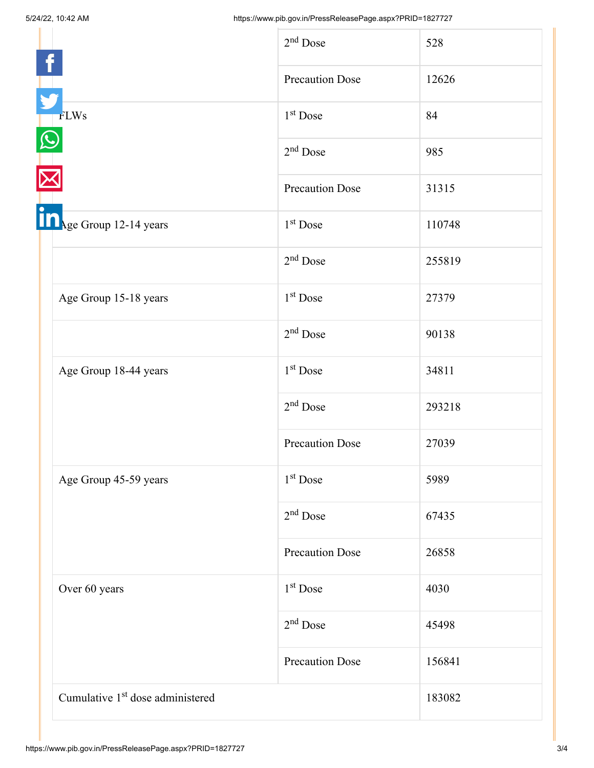| | | |
|---|---|---|
| | 2nd Dose | 528 |
| | Precaution Dose | 12626 |
| FLWs | 1st Dose | 84 |
| | 2nd Dose | 985 |
| | Precaution Dose | 31315 |
| Age Group 12-14 years | 1st Dose | 110748 |
| | 2nd Dose | 255819 |
| Age Group 15-18 years | 1st Dose | 27379 |
| | 2nd Dose | 90138 |
| Age Group 18-44 years | 1st Dose | 34811 |
| | 2nd Dose | 293218 |
| | Precaution Dose | 27039 |
| Age Group 45-59 years | 1st Dose | 5989 |
| | 2nd Dose | 67435 |
| | Precaution Dose | 26858 |
| Over 60 years | 1st Dose | 4030 |
| | 2nd Dose | 45498 |
| | Precaution Dose | 156841 |
| Cumulative 1st dose administered | | 183082 |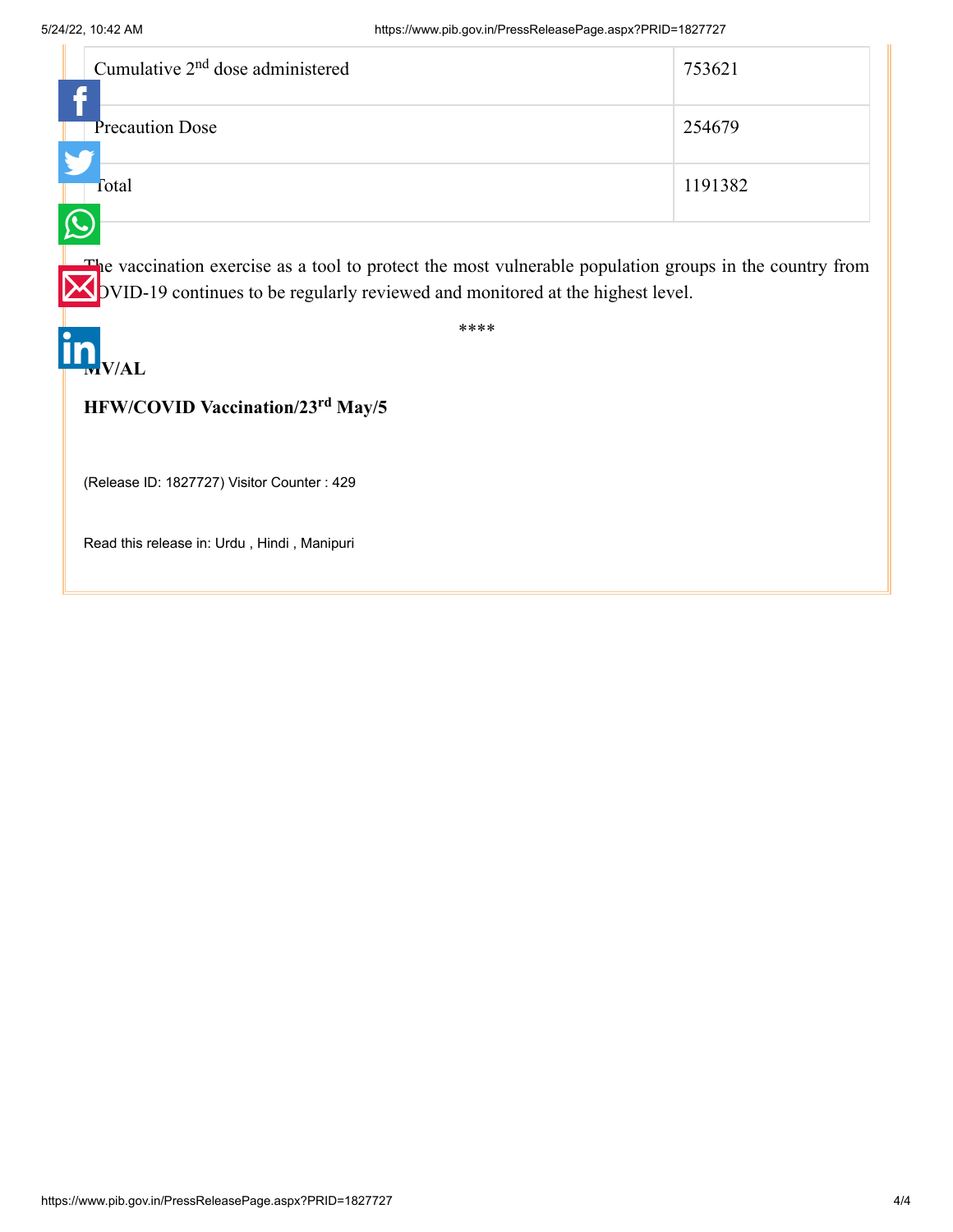| | |
|---|---|
| Cumulative 2nd dose administered | 753621 |
| Precaution Dose | 254679 |
| Total | 1191382 |

The vaccination exercise as a tool to protect the most vulnerable population groups in the country from COVID-19 continues to be regularly reviewed and monitored at the highest level.

****

**MV/AL**

**HFW/COVID Vaccination/23rd May/5**

(Release ID: 1827727) Visitor Counter : 429

Read this release in: Urdu , Hindi , Manipuri